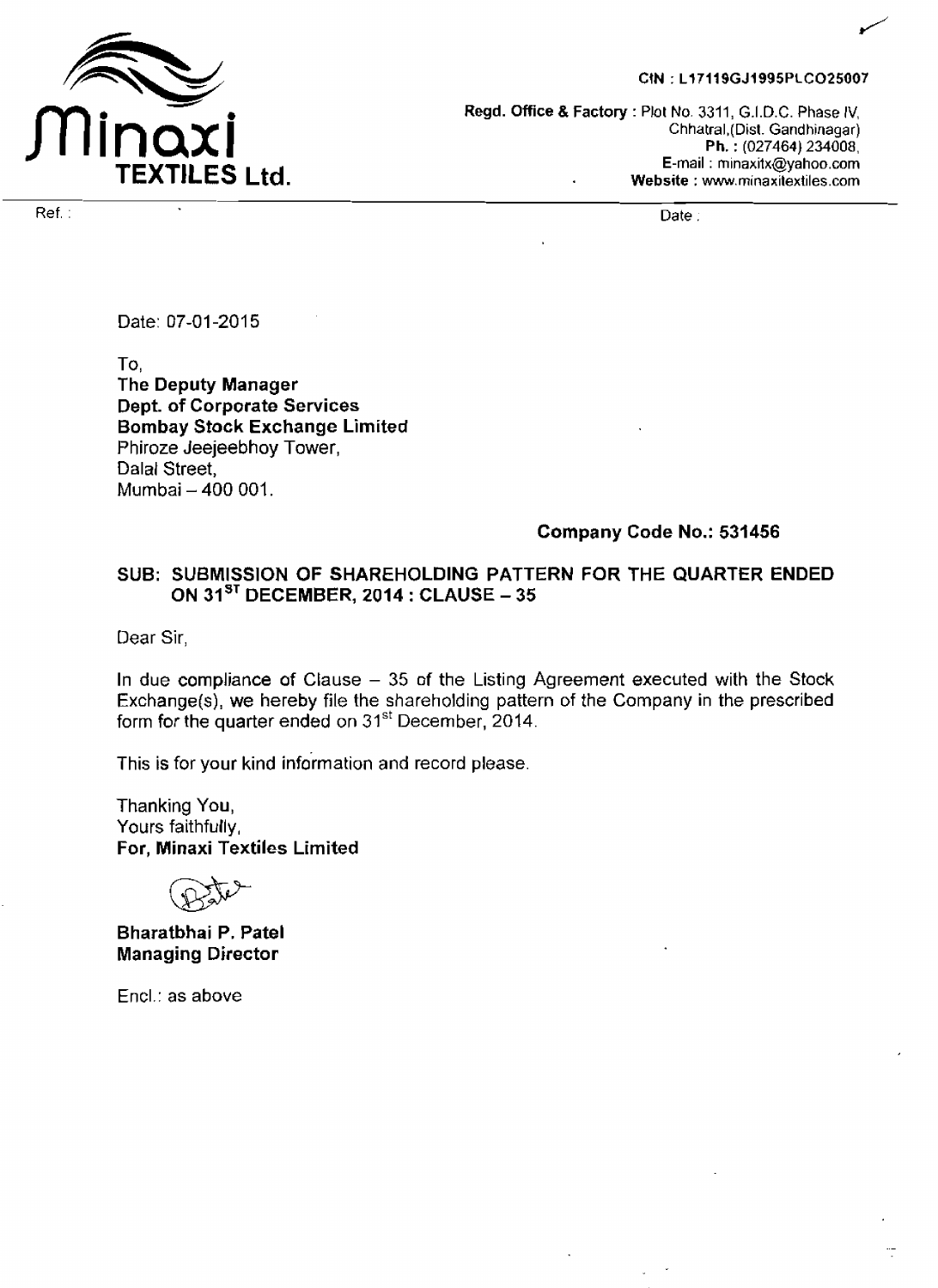# Minaxi TEXTILES Ltd.

CIN : L17119GJ1995PLCO25007

**Regd. Office & Factory** : Plot No. 3311, G.I.D.C. Phase IV, Chhatral,(Dist. Gandhinagar)
**Ph.** : (027464) 234008,
E-mail : minaxitx@yahoo.com
**Website** : www.minaxitextiles.com

Ref. :

Date :

Date: 07-01-2015

To,
**The Deputy Manager**
**Dept. of Corporate Services**
**Bombay Stock Exchange Limited**
Phiroze Jeejeebhoy Tower,
Dalal Street,
Mumbai – 400 001.

**Company Code No.: 531456**

**SUB: SUBMISSION OF SHAREHOLDING PATTERN FOR THE QUARTER ENDED ON 31ST DECEMBER, 2014 : CLAUSE – 35**

Dear Sir,

In due compliance of Clause – 35 of the Listing Agreement executed with the Stock Exchange(s), we hereby file the shareholding pattern of the Company in the prescribed form for the quarter ended on 31st December, 2014.

This is for your kind information and record please.

Thanking You,
Yours faithfully,
**For, Minaxi Textiles Limited**

**Bharatbhai P. Patel**
**Managing Director**

Encl.: as above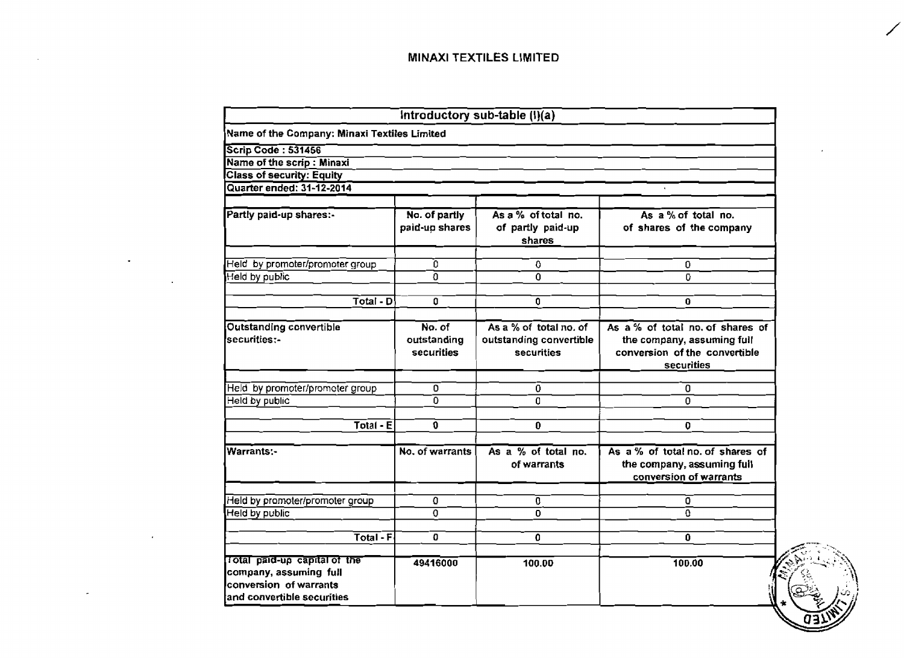# MINAXI TEXTILES LIMITED

| Introductory sub-table (I)(a) | | | |
|---|---|---|---|
| Name of the Company: Minaxi Textiles Limited | | | |
| Scrip Code : 531456 | | | |
| Name of the scrip : Minaxi | | | |
| Class of security: Equity | | | |
| Quarter ended: 31-12-2014 | | | |
| Partly paid-up shares:- | No. of partly paid-up shares | As a % of total no. of partly paid-up shares | As a % of total no. of shares of the company |
| Held by promoter/promoter group | 0 | 0 | 0 |
| Held by public | 0 | 0 | 0 |
| Total - D | 0 | 0 | 0 |
| Outstanding convertible securities:- | No. of outstanding securities | As a % of total no. of outstanding convertible securities | As a % of total no. of shares of the company, assuming full conversion of the convertible securities |
| Held by promoter/promoter group | 0 | 0 | 0 |
| Held by public | 0 | 0 | 0 |
| Total - E | 0 | 0 | 0 |
| Warrants:- | No. of warrants | As a % of total no. of warrants | As a % of total no. of shares of the company, assuming full conversion of warrants |
| Held by promoter/promoter group | 0 | 0 | 0 |
| Held by public | 0 | 0 | 0 |
| Total - F | 0 | 0 | 0 |
| Total paid-up capital of the company, assuming full conversion of warrants and convertible securities | 49416000 | 100.00 | 100.00 |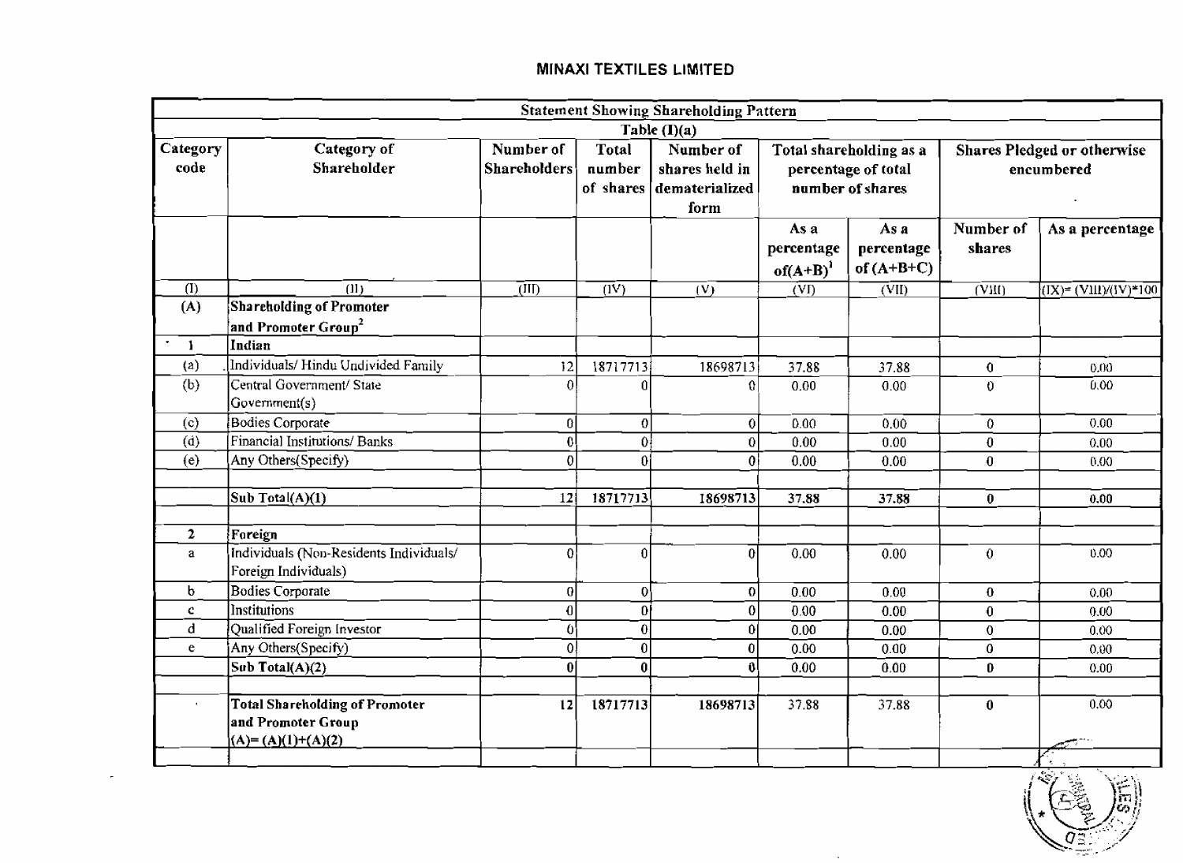## MINAXI TEXTILES LIMITED

| Statement Showing Shareholding Pattern | | | | | | | | |
|---|---|---|---|---|---|---|---|---|
| Table (I)(a) | | | | | | | | |
| Category code | Category of Shareholder | Number of Shareholders | Total number of shares | Number of shares held in dematerialized form | Total shareholding as a percentage of total number of shares | | Shares Pledged or otherwise encumbered | |
| | | | | | As a percentage of(A+B)[1] | As a percentage of (A+B+C) | Number of shares | As a percentage |
| (I) | (II) | (III) | (IV) | (V) | (VI) | (VII) | (VIII) | (IX)= (VIII)/(IV)*100 |
| (A) | **Shareholding of Promoter and Promoter Group[2]** | | | | | | | |
| 1 | **Indian** | | | | | | | |
| (a) | Individuals/ Hindu Undivided Family | 12 | 18717713 | 18698713 | 37.88 | 37.88 | 0 | 0.00 |
| (b) | Central Government/ State Government(s) | 0 | 0 | 0 | 0.00 | 0.00 | 0 | 0.00 |
| (c) | Bodies Corporate | 0 | 0 | 0 | 0.00 | 0.00 | 0 | 0.00 |
| (d) | Financial Institutions/ Banks | 0 | 0 | 0 | 0.00 | 0.00 | 0 | 0.00 |
| (e) | Any Others(Specify) | 0 | 0 | 0 | 0.00 | 0.00 | 0 | 0.00 |
| | | | | | | | | |
| | **Sub Total(A)(1)** | **12** | **18717713** | **18698713** | **37.88** | **37.88** | **0** | **0.00** |
| | | | | | | | | |
| **2** | **Foreign** | | | | | | | |
| a | Individuals (Non-Residents Individuals/ Foreign Individuals) | 0 | 0 | 0 | 0.00 | 0.00 | 0 | 0.00 |
| b | Bodies Corporate | 0 | 0 | 0 | 0.00 | 0.00 | 0 | 0.00 |
| c | Institutions | 0 | 0 | 0 | 0.00 | 0.00 | 0 | 0.00 |
| d | Qualified Foreign Investor | 0 | 0 | 0 | 0.00 | 0.00 | 0 | 0.00 |
| e | Any Others(Specify) | 0 | 0 | 0 | 0.00 | 0.00 | 0 | 0.00 |
| | **Sub Total(A)(2)** | **0** | **0** | **0** | 0.00 | 0.00 | **0** | 0.00 |
| | | | | | | | | |
| | **Total Shareholding of Promoter and Promoter Group (A)= (A)(1)+(A)(2)** | **12** | **18717713** | **18698713** | 37.88 | 37.88 | **0** | 0.00 |
| | | | | | | | | |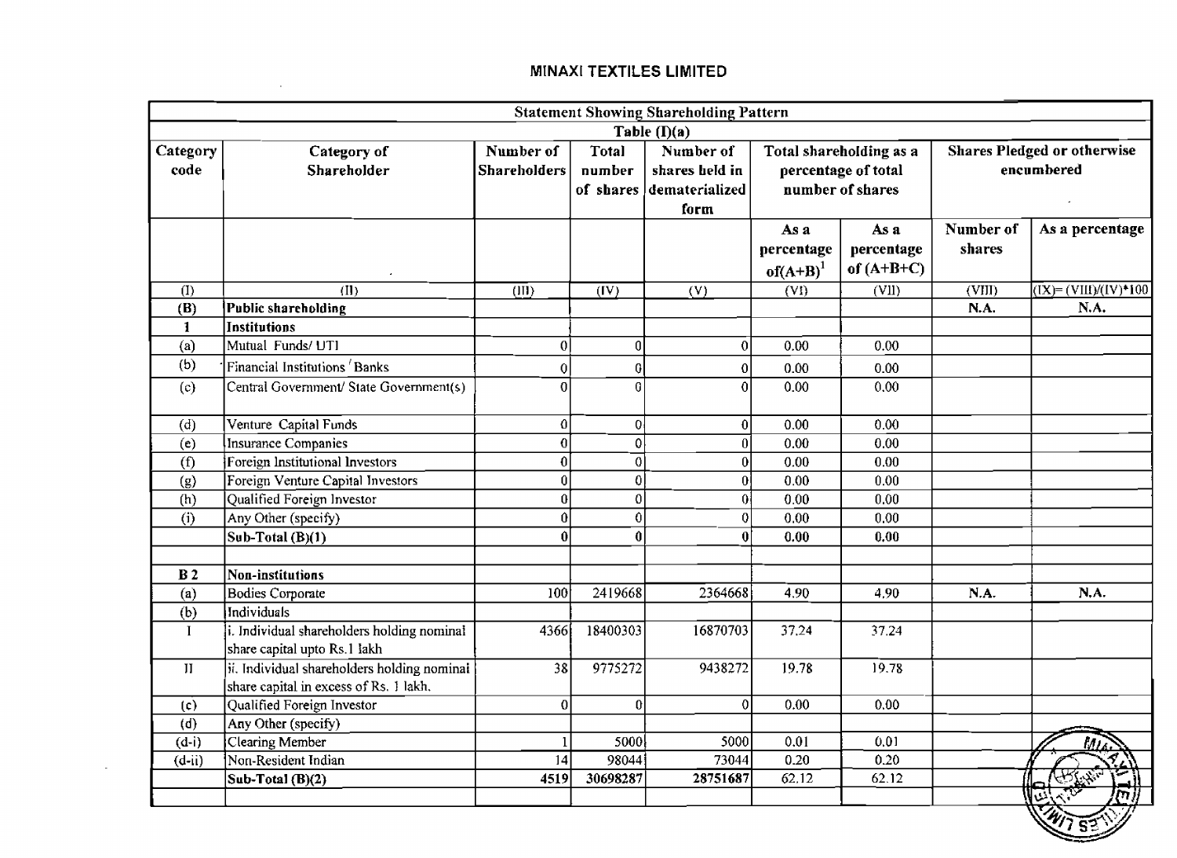## MINAXI TEXTILES LIMITED

| Statement Showing Shareholding Pattern | | | | | | | | |
|---|---|---|---|---|---|---|---|---|
| Table (I)(a) | | | | | | | | |
| Category code | Category of Shareholder | Number of Shareholders | Total number of shares | Number of shares held in dematerialized form | Total shareholding as a percentage of total number of shares | | Shares Pledged or otherwise encumbered | |
| | | | | | As a percentage of(A+B)[1] | As a percentage of (A+B+C) | Number of shares | As a percentage |
| (I) | (II) | (III) | (IV) | (V) | (VI) | (VII) | (VIII) | (IX)= (VIII)/(IV)*100 |
| **(B)** | **Public shareholding** | | | | | | **N.A.** | **N.A.** |
| **1** | **Institutions** | | | | | | | |
| (a) | Mutual Funds/ UTI | 0 | 0 | 0 | 0.00 | 0.00 | | |
| (b) | Financial Institutions / Banks | 0 | 0 | 0 | 0.00 | 0.00 | | |
| (c) | Central Government/ State Government(s) | 0 | 0 | 0 | 0.00 | 0.00 | | |
| (d) | Venture Capital Funds | 0 | 0 | 0 | 0.00 | 0.00 | | |
| (e) | Insurance Companies | 0 | 0 | 0 | 0.00 | 0.00 | | |
| (f) | Foreign Institutional Investors | 0 | 0 | 0 | 0.00 | 0.00 | | |
| (g) | Foreign Venture Capital Investors | 0 | 0 | 0 | 0.00 | 0.00 | | |
| (h) | Qualified Foreign Investor | 0 | 0 | 0 | 0.00 | 0.00 | | |
| (i) | Any Other (specify) | 0 | 0 | 0 | 0.00 | 0.00 | | |
| | **Sub-Total (B)(1)** | **0** | **0** | **0** | **0.00** | **0.00** | | |
| | | | | | | | | |
| **B 2** | **Non-institutions** | | | | | | | |
| (a) | Bodies Corporate | 100 | 2419668 | 2364668 | 4.90 | 4.90 | **N.A.** | **N.A.** |
| (b) | Individuals | | | | | | | |
| I | i. Individual shareholders holding nominal share capital upto Rs.1 lakh | 4366 | 18400303 | 16870703 | 37.24 | 37.24 | | |
| II | ii. Individual shareholders holding nominal share capital in excess of Rs. 1 lakh. | 38 | 9775272 | 9438272 | 19.78 | 19.78 | | |
| (c) | Qualified Foreign Investor | 0 | 0 | 0 | 0.00 | 0.00 | | |
| (d) | Any Other (specify) | | | | | | | |
| (d-i) | Clearing Member | 1 | 5000 | 5000 | 0.01 | 0.01 | | |
| (d-ii) | Non-Resident Indian | 14 | 98044 | 73044 | 0.20 | 0.20 | | |
| | **Sub-Total (B)(2)** | **4519** | **30698287** | **28751687** | **62.12** | **62.12** | | |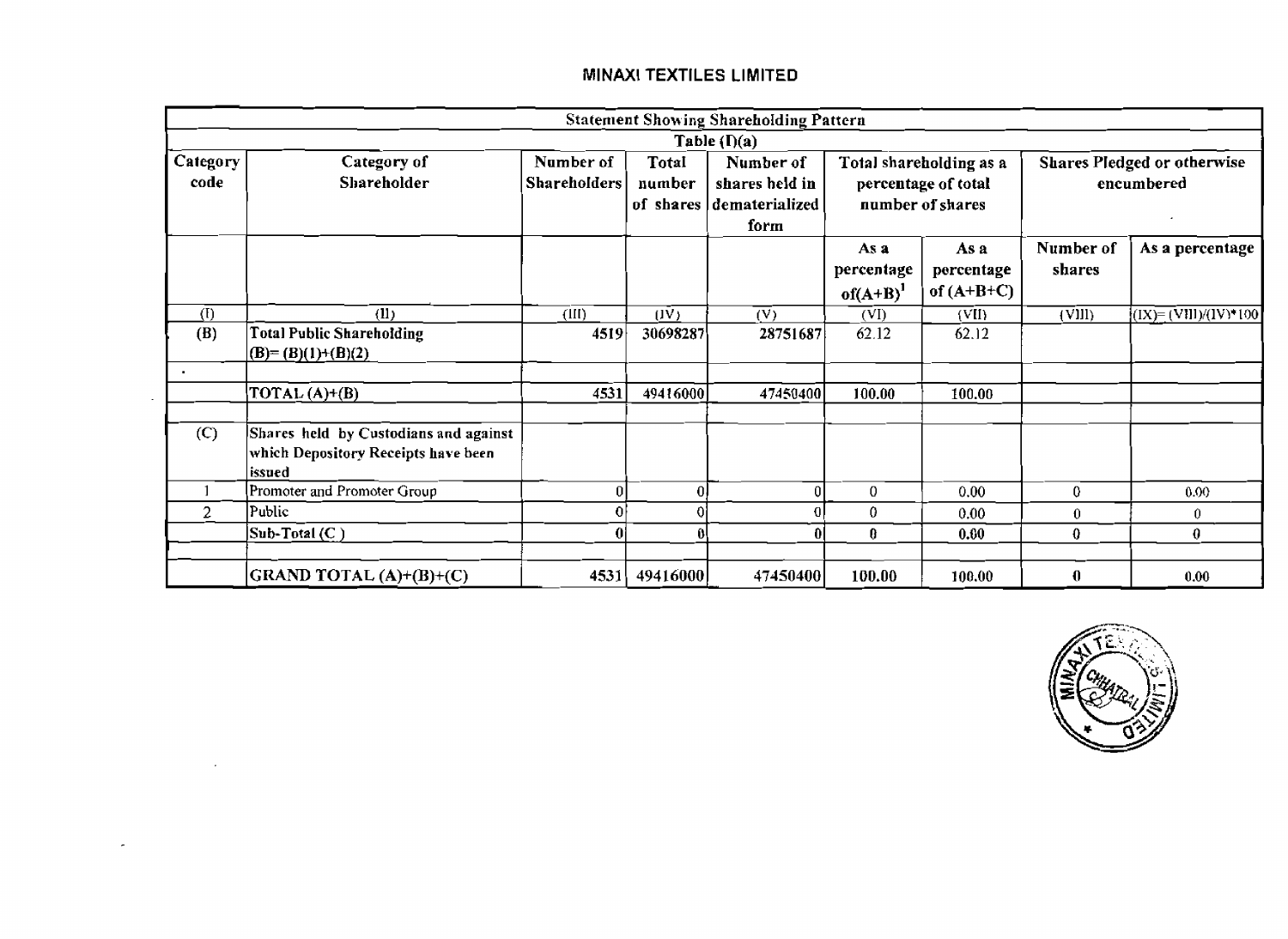## MINAXI TEXTILES LIMITED

| Statement Showing Shareholding Pattern | | | | | | | | |
|---|---|---|---|---|---|---|---|---|
| Table (I)(a) | | | | | | | | |
| Category code | Category of Shareholder | Number of Shareholders | Total number of shares | Number of shares held in dematerialized form | Total shareholding as a percentage of total number of shares | | Shares Pledged or otherwise encumbered | |
| | | | | | As a percentage of(A+B)[1] | As a percentage of (A+B+C) | Number of shares | As a percentage |
| (I) | (II) | (III) | (IV) | (V) | (VI) | (VII) | (VIII) | (IX)= (VIII)/(IV)*100 |
| (B) | **Total Public Shareholding (B)= (B)(1)+(B)(2)** | 4519 | 30698287 | 28751687 | 62.12 | 62.12 | | |
| | | | | | | | | |
| | TOTAL (A)+(B) | 4531 | 49416000 | 47450400 | 100.00 | 100.00 | | |
| | | | | | | | | |
| (C) | Shares held by Custodians and against which Depository Receipts have been issued | | | | | | | |
| 1 | Promoter and Promoter Group | 0 | 0 | 0 | 0 | 0.00 | 0 | 0.00 |
| 2 | Public | 0 | 0 | 0 | 0 | 0.00 | 0 | 0 |
| | Sub-Total (C ) | 0 | 0 | 0 | 0 | 0.00 | 0 | 0 |
| | | | | | | | | |
| | **GRAND TOTAL (A)+(B)+(C)** | 4531 | 49416000 | 47450400 | 100.00 | 100.00 | 0 | 0.00 |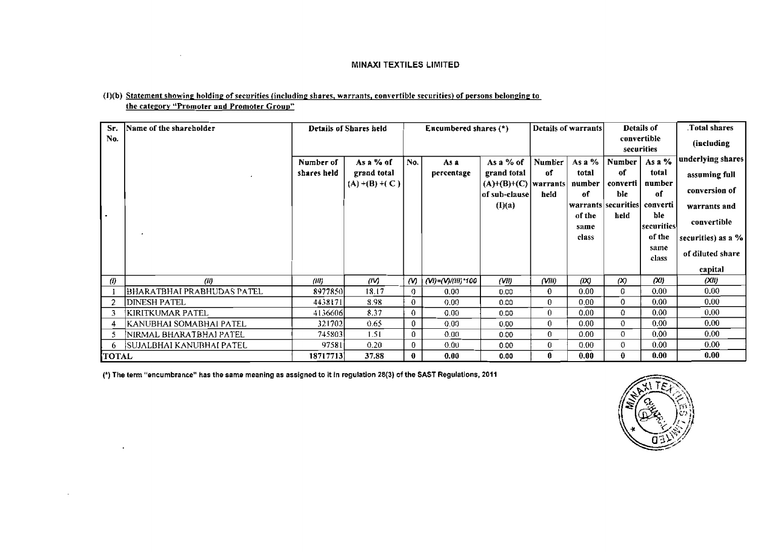# MINAXI TEXTILES LIMITED

(I)(b) Statement showing holding of securities (including shares, warrants, convertible securities) of persons belonging to the category "Promoter and Promoter Group"

| Sr. No. | Name of the shareholder | Details of Shares held | | Encumbered shares (*) | | | Details of warrants | | Details of convertible securities | | Total shares (including underlying shares assuming full conversion of warrants and convertible securities) as a % of diluted share capital |
|---|---|---|---|---|---|---|---|---|---|---|---|
| | | Number of shares held | As a % of grand total (A) +(B) +( C ) | No. | As a percentage | As a % of grand total (A)+(B)+(C) of sub-clause (I)(a) | Number of warrants held | As a % total number of warrants of the same class | Number of convertible securities held | As a % total number of convertible securities of the same class | |
| (I) | (II) | (III) | (IV) | (V) | (VI)=(V)/(III)*100 | (VII) | (VIII) | (IX) | (X) | (XI) | (XII) |
| 1 | BHARATBHAI PRABHUDAS PATEL | 8977850 | 18.17 | 0 | 0.00 | 0.00 | 0 | 0.00 | 0 | 0.00 | 0.00 |
| 2 | DINESH PATEL | 4438171 | 8.98 | 0 | 0.00 | 0.00 | 0 | 0.00 | 0 | 0.00 | 0.00 |
| 3 | KIRITKUMAR PATEL | 4136606 | 8.37 | 0 | 0.00 | 0.00 | 0 | 0.00 | 0 | 0.00 | 0.00 |
| 4 | KANUBHAI SOMABHAI PATEL | 321702 | 0.65 | 0 | 0.00 | 0.00 | 0 | 0.00 | 0 | 0.00 | 0.00 |
| 5 | NIRMAL BHARATBHAI PATEL | 745803 | 1.51 | 0 | 0.00 | 0.00 | 0 | 0.00 | 0 | 0.00 | 0.00 |
| 6 | SUJALBHAI KANUBHAI PATEL | 97581 | 0.20 | 0 | 0.00 | 0.00 | 0 | 0.00 | 0 | 0.00 | 0.00 |
| **TOTAL** | | **18717713** | **37.88** | **0** | **0.00** | **0.00** | **0** | **0.00** | **0** | **0.00** | **0.00** |

(*) The term "encumbrance" has the same meaning as assigned to it in regulation 28(3) of the SAST Regulations, 2011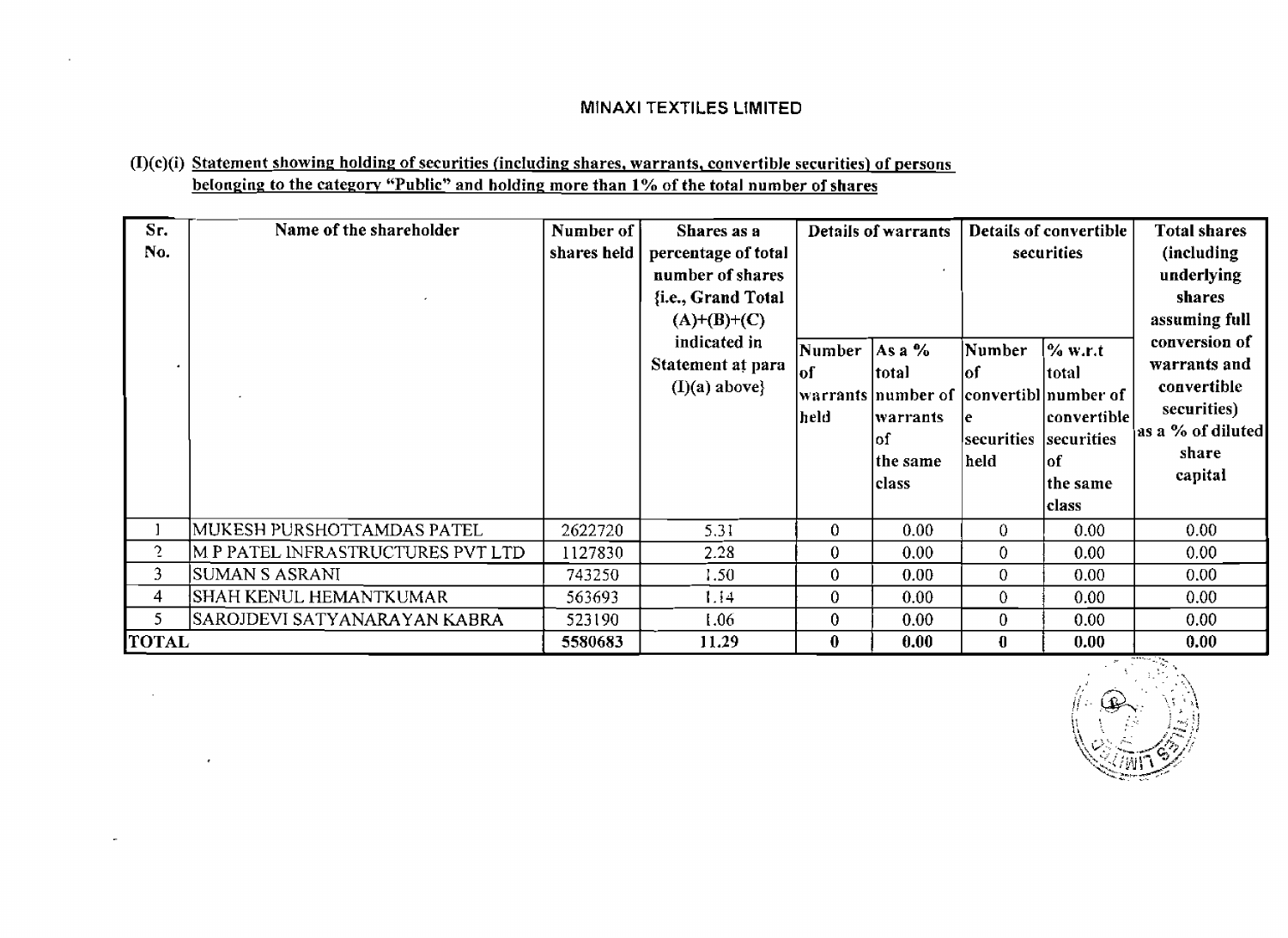MINAXI TEXTILES LIMITED

(I)(c)(i) Statement showing holding of securities (including shares, warrants, convertible securities) of persons belonging to the category "Public" and holding more than 1% of the total number of shares

| Sr. No. | Name of the shareholder | Number of shares held | Shares as a percentage of total number of shares {i.e., Grand Total (A)+(B)+(C) indicated in Statement at para (I)(a) above} | Details of warrants | | Details of convertible securities | | Total shares (including underlying shares assuming full conversion of warrants and convertible securities) as a % of diluted share capital |
|---|---|---|---|---|---|---|---|---|
| | | | | Number of warrants held | As a % total number of warrants of the same class | Number of convertible securities held | % w.r.t total number of convertible securities of the same class | |
| 1 | MUKESH PURSHOTTAMDAS PATEL | 2622720 | 5.31 | 0 | 0.00 | 0 | 0.00 | 0.00 |
| 2 | M P PATEL INFRASTRUCTURES PVT LTD | 1127830 | 2.28 | 0 | 0.00 | 0 | 0.00 | 0.00 |
| 3 | SUMAN S ASRANI | 743250 | 1.50 | 0 | 0.00 | 0 | 0.00 | 0.00 |
| 4 | SHAH KENUL HEMANTKUMAR | 563693 | 1.14 | 0 | 0.00 | 0 | 0.00 | 0.00 |
| 5 | SAROJDEVI SATYANARAYAN KABRA | 523190 | 1.06 | 0 | 0.00 | 0 | 0.00 | 0.00 |
| **TOTAL** | | **5580683** | **11.29** | **0** | **0.00** | **0** | **0.00** | **0.00** |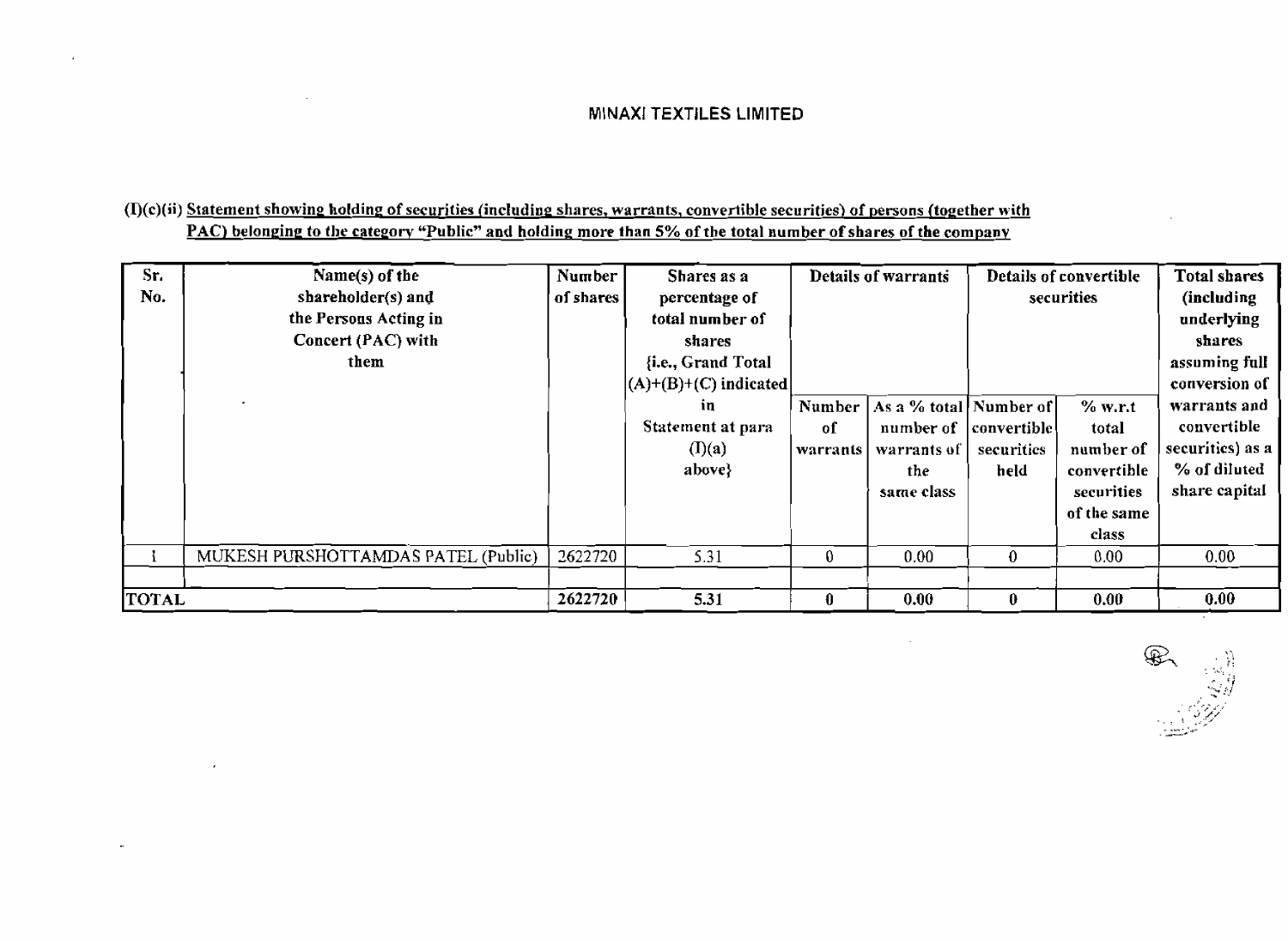MINAXI TEXTILES LIMITED

(I)(c)(ii) Statement showing holding of securities (including shares, warrants, convertible securities) of persons (together with PAC) belonging to the category "Public" and holding more than 5% of the total number of shares of the company

| Sr. No. | Name(s) of the shareholder(s) and the Persons Acting in Concert (PAC) with them | Number of shares | Shares as a percentage of total number of shares {i.e., Grand Total (A)+(B)+(C) indicated in Statement at para (I)(a) above} | Details of warrants | | Details of convertible securities | | Total shares (including underlying shares assuming full conversion of warrants and convertible securities) as a % of diluted share capital |
|---|---|---|---|---|---|---|---|---|
| | | | | Number of warrants | As a % total number of warrants of the same class | Number of convertible securities held | % w.r.t total number of convertible securities of the same class | |
| 1 | MUKESH PURSHOTTAMDAS PATEL (Public) | 2622720 | 5.31 | 0 | 0.00 | 0 | 0.00 | 0.00 |
| | | | | | | | | |
| **TOTAL** | | **2622720** | **5.31** | **0** | **0.00** | **0** | **0.00** | **0.00** |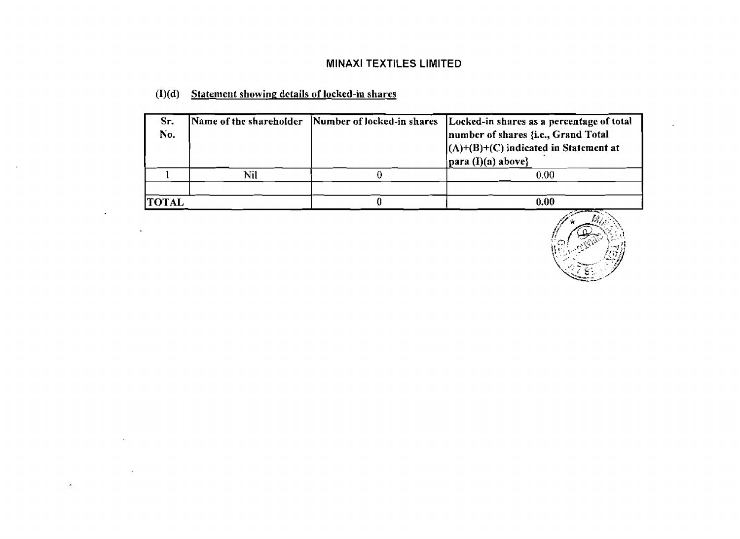# MINAXI TEXTILES LIMITED

## (I)(d) Statement showing details of locked-in shares

| Sr. No. | Name of the shareholder | Number of locked-in shares | Locked-in shares as a percentage of total number of shares {i.e., Grand Total (A)+(B)+(C) indicated in Statement at para (I)(a) above} |
|---|---|---|---|
| 1 | Nil | 0 | 0.00 |
| | | | |
| **TOTAL** | | **0** | **0.00** |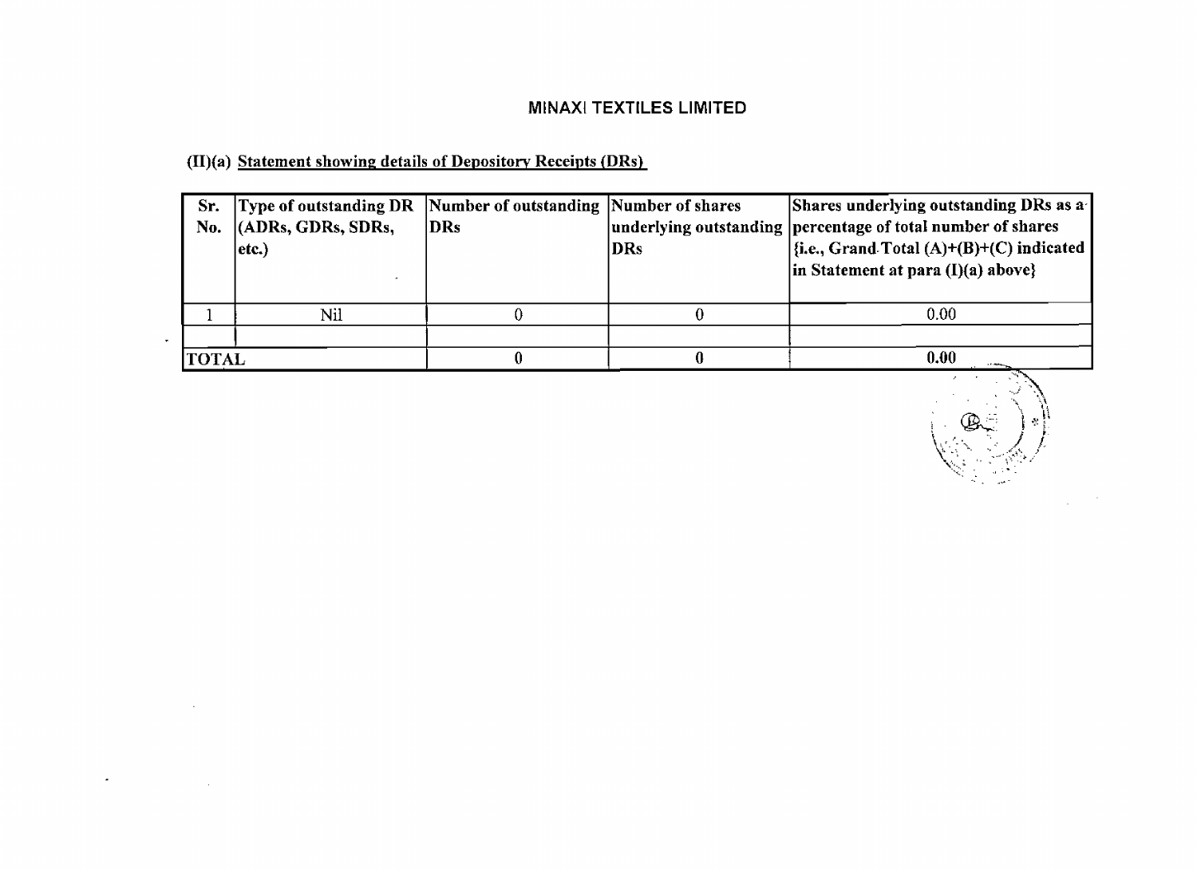# MINAXI TEXTILES LIMITED

## (II)(a) Statement showing details of Depository Receipts (DRs)

| Sr. No. | Type of outstanding DR (ADRs, GDRs, SDRs, etc.) | Number of outstanding DRs | Number of shares underlying outstanding DRs | Shares underlying outstanding DRs as a percentage of total number of shares {i.e., Grand Total (A)+(B)+(C) indicated in Statement at para (I)(a) above} |
|---|---|---|---|---|
| 1 | Nil | 0 | 0 | 0.00 |
| | | | | |
| **TOTAL** | | **0** | **0** | **0.00** |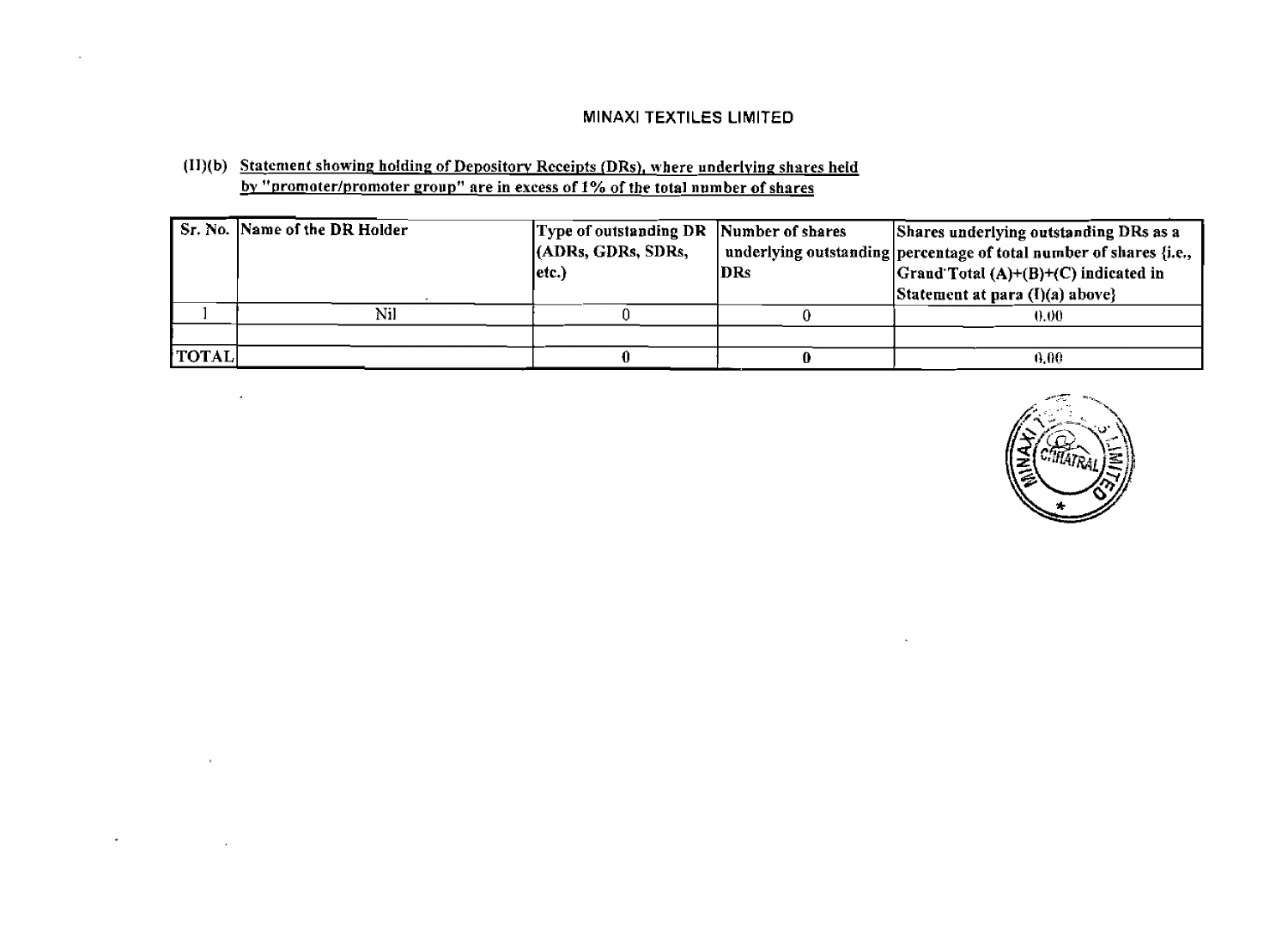MINAXI TEXTILES LIMITED

(II)(b) Statement showing holding of Depository Receipts (DRs), where underlying shares held by "promoter/promoter group" are in excess of 1% of the total number of shares

| Sr. No. | Name of the DR Holder | Type of outstanding DR (ADRs, GDRs, SDRs, etc.) | Number of shares underlying outstanding DRs | Shares underlying outstanding DRs as a percentage of total number of shares {i.e., Grand Total (A)+(B)+(C) indicated in Statement at para (I)(a) above} |
|---|---|---|---|---|
| 1 | Nil | 0 | 0 | 0.00 |
| | | | | |
| TOTAL | | **0** | **0** | 0.00 |